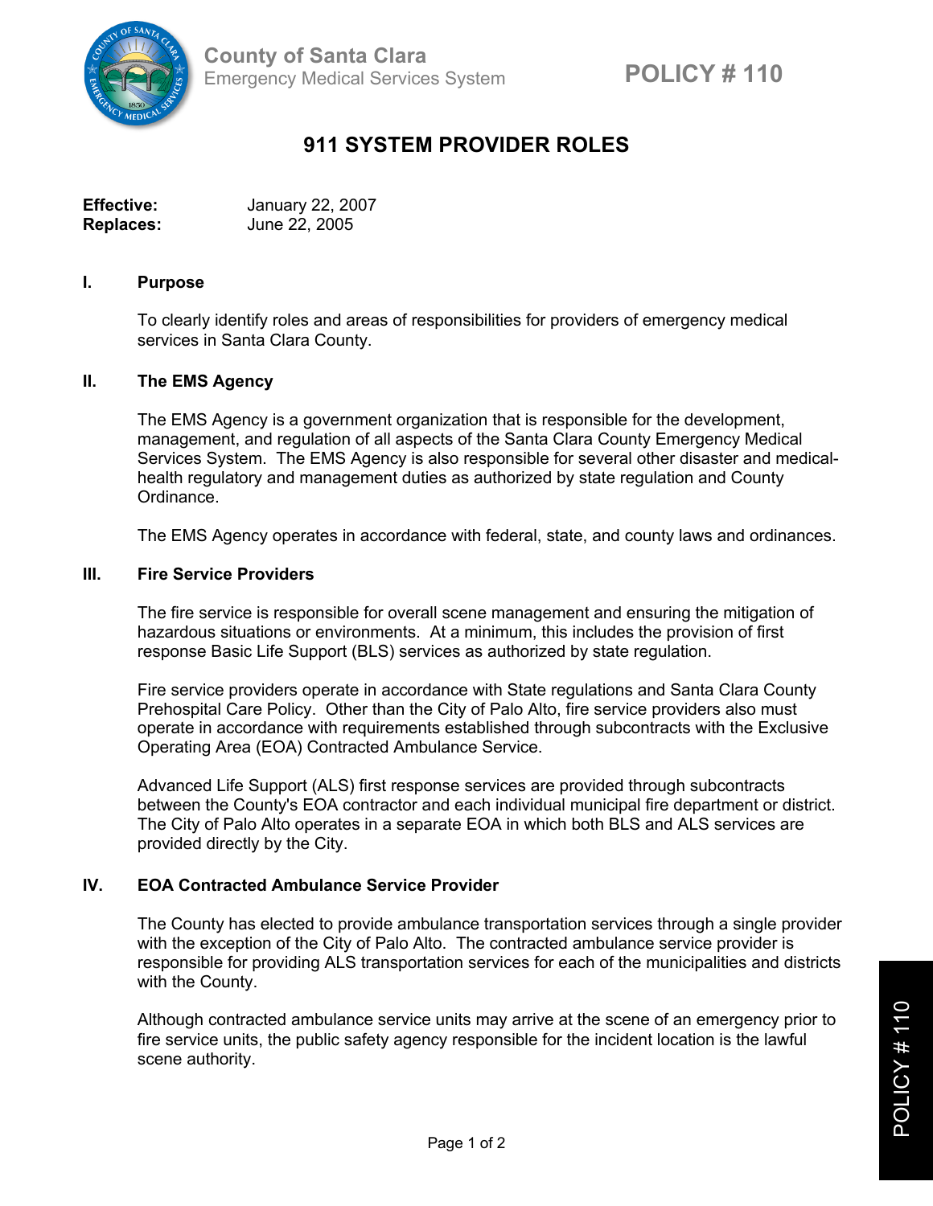County of Santa Clara
Emergency Medical Services System

**POLICY # 110**

# 911 SYSTEM PROVIDER ROLES

**Effective:** January 22, 2007
**Replaces:** June 22, 2005

## I. Purpose

To clearly identify roles and areas of responsibilities for providers of emergency medical services in Santa Clara County.

## II. The EMS Agency

The EMS Agency is a government organization that is responsible for the development, management, and regulation of all aspects of the Santa Clara County Emergency Medical Services System. The EMS Agency is also responsible for several other disaster and medical-health regulatory and management duties as authorized by state regulation and County Ordinance.

The EMS Agency operates in accordance with federal, state, and county laws and ordinances.

## III. Fire Service Providers

The fire service is responsible for overall scene management and ensuring the mitigation of hazardous situations or environments. At a minimum, this includes the provision of first response Basic Life Support (BLS) services as authorized by state regulation.

Fire service providers operate in accordance with State regulations and Santa Clara County Prehospital Care Policy. Other than the City of Palo Alto, fire service providers also must operate in accordance with requirements established through subcontracts with the Exclusive Operating Area (EOA) Contracted Ambulance Service.

Advanced Life Support (ALS) first response services are provided through subcontracts between the County's EOA contractor and each individual municipal fire department or district. The City of Palo Alto operates in a separate EOA in which both BLS and ALS services are provided directly by the City.

## IV. EOA Contracted Ambulance Service Provider

The County has elected to provide ambulance transportation services through a single provider with the exception of the City of Palo Alto. The contracted ambulance service provider is responsible for providing ALS transportation services for each of the municipalities and districts with the County.

Although contracted ambulance service units may arrive at the scene of an emergency prior to fire service units, the public safety agency responsible for the incident location is the lawful scene authority.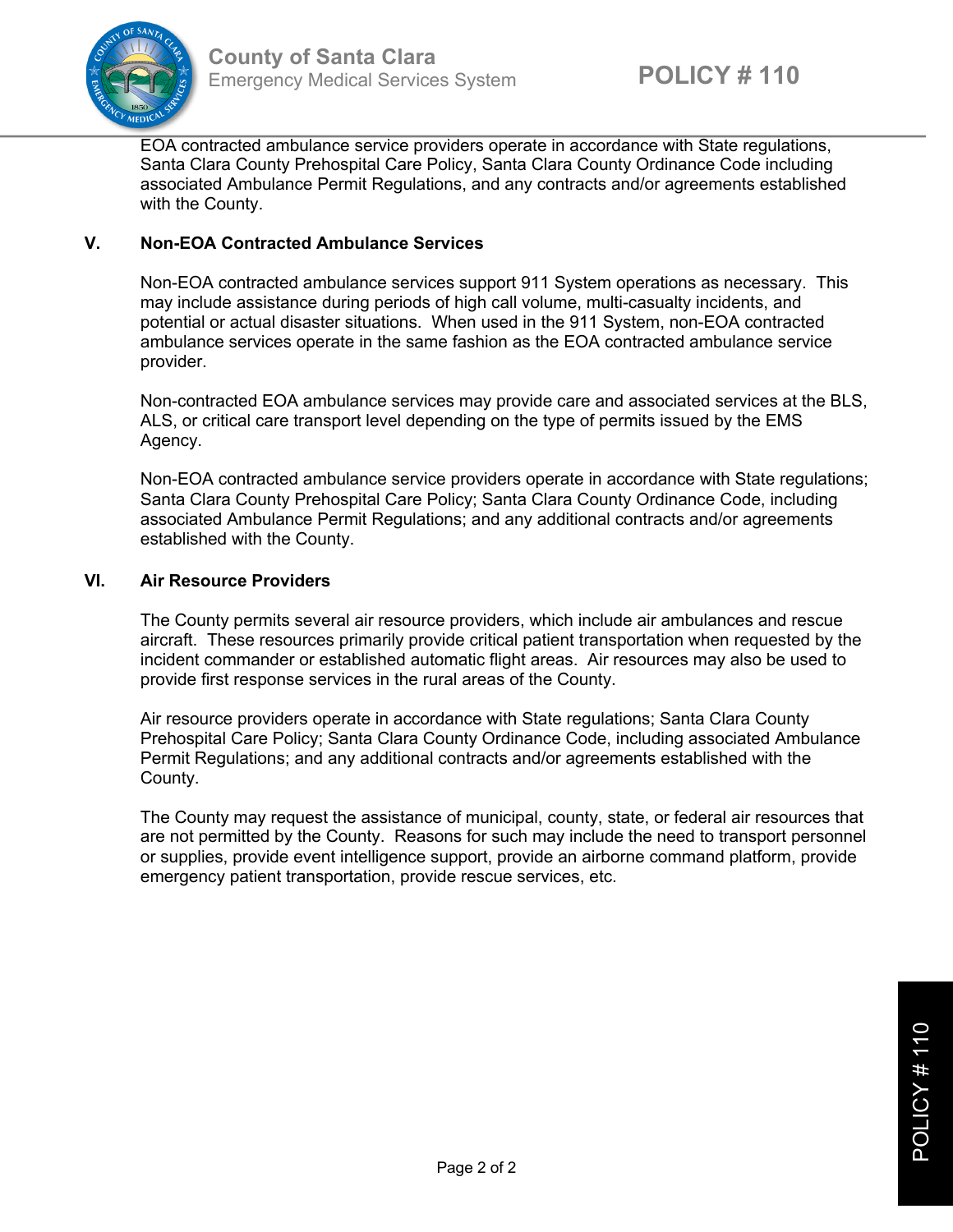EOA contracted ambulance service providers operate in accordance with State regulations, Santa Clara County Prehospital Care Policy, Santa Clara County Ordinance Code including associated Ambulance Permit Regulations, and any contracts and/or agreements established with the County.

## V. Non-EOA Contracted Ambulance Services

Non-EOA contracted ambulance services support 911 System operations as necessary. This may include assistance during periods of high call volume, multi-casualty incidents, and potential or actual disaster situations. When used in the 911 System, non-EOA contracted ambulance services operate in the same fashion as the EOA contracted ambulance service provider.

Non-contracted EOA ambulance services may provide care and associated services at the BLS, ALS, or critical care transport level depending on the type of permits issued by the EMS Agency.

Non-EOA contracted ambulance service providers operate in accordance with State regulations; Santa Clara County Prehospital Care Policy; Santa Clara County Ordinance Code, including associated Ambulance Permit Regulations; and any additional contracts and/or agreements established with the County.

## VI. Air Resource Providers

The County permits several air resource providers, which include air ambulances and rescue aircraft. These resources primarily provide critical patient transportation when requested by the incident commander or established automatic flight areas. Air resources may also be used to provide first response services in the rural areas of the County.

Air resource providers operate in accordance with State regulations; Santa Clara County Prehospital Care Policy; Santa Clara County Ordinance Code, including associated Ambulance Permit Regulations; and any additional contracts and/or agreements established with the County.

The County may request the assistance of municipal, county, state, or federal air resources that are not permitted by the County. Reasons for such may include the need to transport personnel or supplies, provide event intelligence support, provide an airborne command platform, provide emergency patient transportation, provide rescue services, etc.